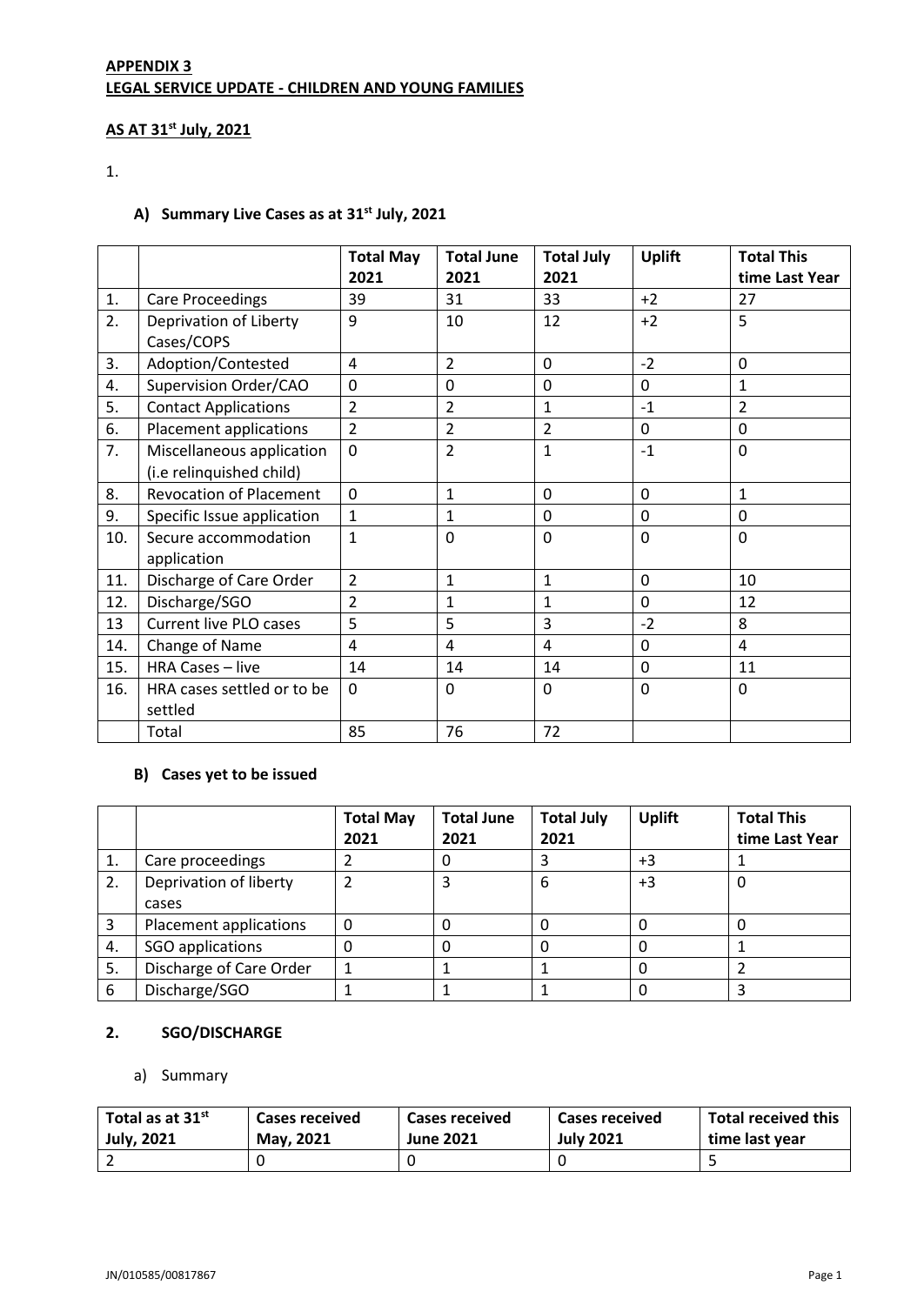**APPENDIX 3**
**LEGAL SERVICE UPDATE - CHILDREN AND YOUNG FAMILIES**

**AS AT 31st July, 2021**

1.

**A) Summary Live Cases as at 31st July, 2021**

| | | Total May 2021 | Total June 2021 | Total July 2021 | Uplift | Total This time Last Year |
|---|---|---|---|---|---|---|
| 1. | Care Proceedings | 39 | 31 | 33 | +2 | 27 |
| 2. | Deprivation of Liberty Cases/COPS | 9 | 10 | 12 | +2 | 5 |
| 3. | Adoption/Contested | 4 | 2 | 0 | -2 | 0 |
| 4. | Supervision Order/CAO | 0 | 0 | 0 | 0 | 1 |
| 5. | Contact Applications | 2 | 2 | 1 | -1 | 2 |
| 6. | Placement applications | 2 | 2 | 2 | 0 | 0 |
| 7. | Miscellaneous application (i.e relinquished child) | 0 | 2 | 1 | -1 | 0 |
| 8. | Revocation of Placement | 0 | 1 | 0 | 0 | 1 |
| 9. | Specific Issue application | 1 | 1 | 0 | 0 | 0 |
| 10. | Secure accommodation application | 1 | 0 | 0 | 0 | 0 |
| 11. | Discharge of Care Order | 2 | 1 | 1 | 0 | 10 |
| 12. | Discharge/SGO | 2 | 1 | 1 | 0 | 12 |
| 13 | Current live PLO cases | 5 | 5 | 3 | -2 | 8 |
| 14. | Change of Name | 4 | 4 | 4 | 0 | 4 |
| 15. | HRA Cases – live | 14 | 14 | 14 | 0 | 11 |
| 16. | HRA cases settled or to be settled | 0 | 0 | 0 | 0 | 0 |
| | Total | 85 | 76 | 72 | | |

**B) Cases yet to be issued**

| | | Total May 2021 | Total June 2021 | Total July 2021 | Uplift | Total This time Last Year |
|---|---|---|---|---|---|---|
| 1. | Care proceedings | 2 | 0 | 3 | +3 | 1 |
| 2. | Deprivation of liberty cases | 2 | 3 | 6 | +3 | 0 |
| 3 | Placement applications | 0 | 0 | 0 | 0 | 0 |
| 4. | SGO applications | 0 | 0 | 0 | 0 | 1 |
| 5. | Discharge of Care Order | 1 | 1 | 1 | 0 | 2 |
| 6 | Discharge/SGO | 1 | 1 | 1 | 0 | 3 |

**2. SGO/DISCHARGE**

a) Summary

| Total as at 31st July, 2021 | Cases received May, 2021 | Cases received June 2021 | Cases received July 2021 | Total received this time last year |
|---|---|---|---|---|
| 2 | 0 | 0 | 0 | 5 |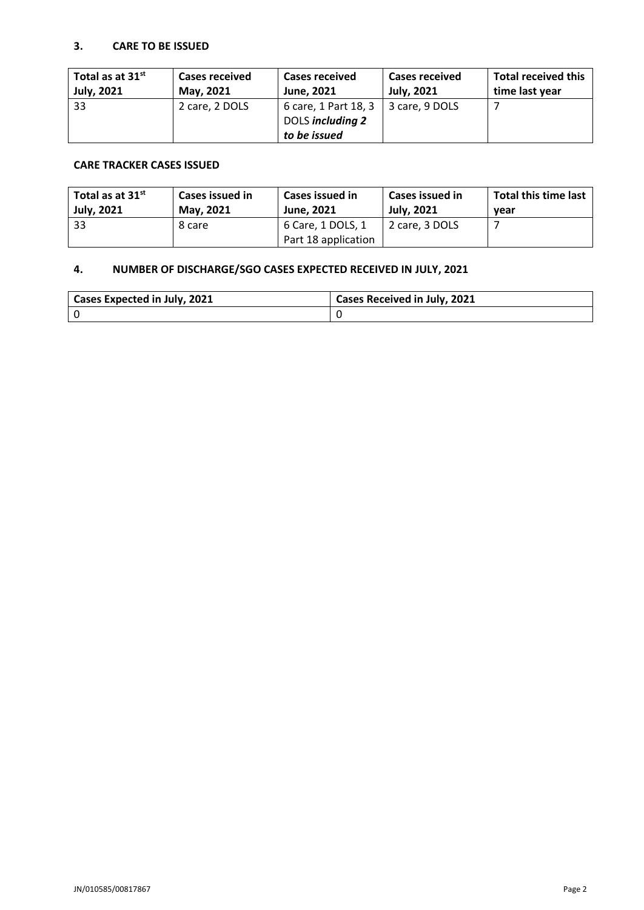## 3. CARE TO BE ISSUED

| Total as at 31st July, 2021 | Cases received May, 2021 | Cases received June, 2021 | Cases received July, 2021 | Total received this time last year |
|---|---|---|---|---|
| 33 | 2 care, 2 DOLS | 6 care, 1 Part 18, 3 DOLS ***including 2 to be issued*** | 3 care, 9 DOLS | 7 |

### CARE TRACKER CASES ISSUED

| Total as at 31st July, 2021 | Cases issued in May, 2021 | Cases issued in June, 2021 | Cases issued in July, 2021 | Total this time last year |
|---|---|---|---|---|
| 33 | 8 care | 6 Care, 1 DOLS, 1 Part 18 application | 2 care, 3 DOLS | 7 |

## 4. NUMBER OF DISCHARGE/SGO CASES EXPECTED RECEIVED IN JULY, 2021

| Cases Expected in July, 2021 | Cases Received in July, 2021 |
|---|---|
| 0 | 0 |

JN/010585/00817867